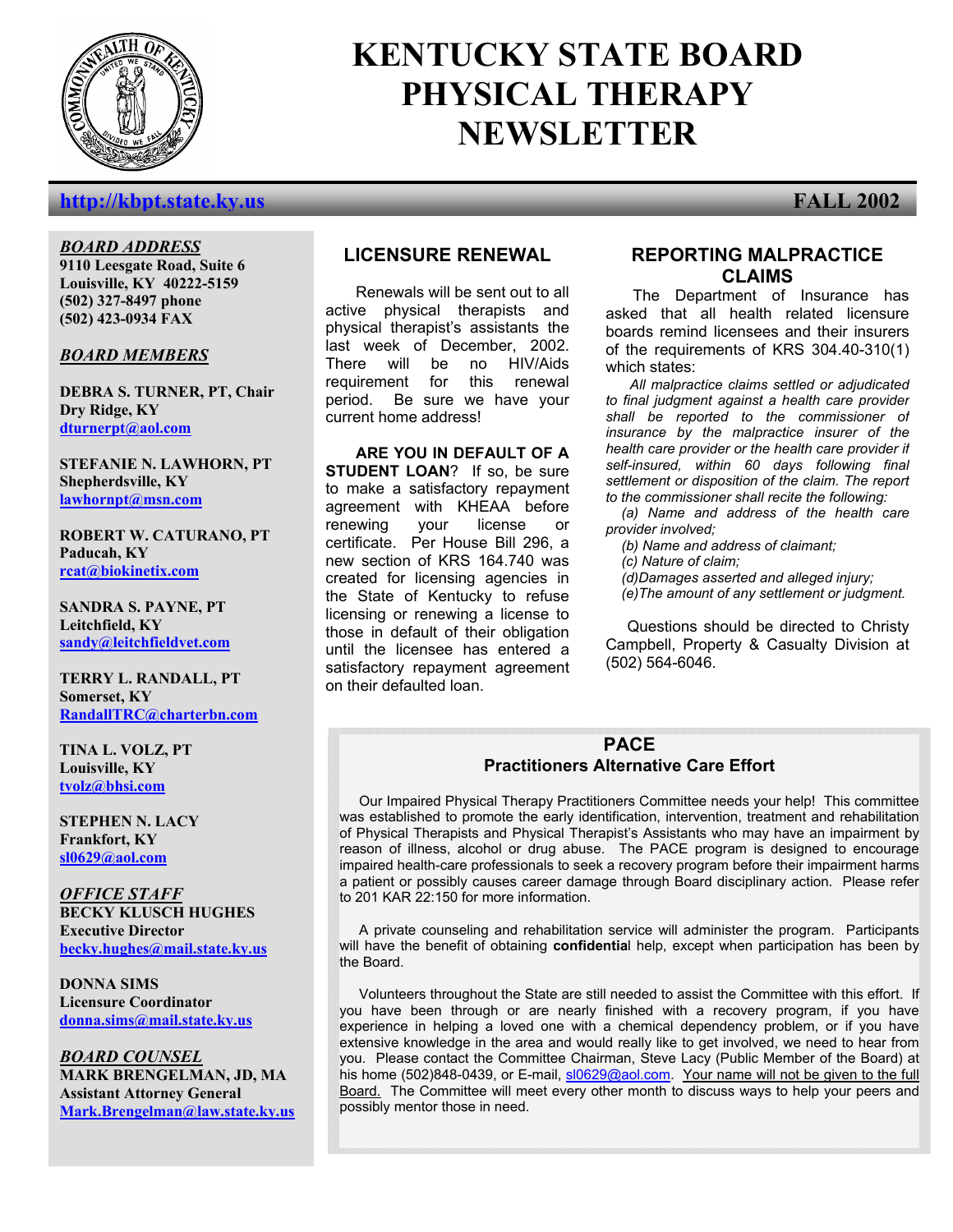# KENTUCKY STATE BOARD PHYSICAL THERAPY NEWSLETTER

**http://kbpt.state.ky.us** **FALL 2002**

***BOARD ADDRESS***
**9110 Leesgate Road, Suite 6**
**Louisville, KY 40222-5159**
**(502) 327-8497 phone**
**(502) 423-0934 FAX**

***BOARD MEMBERS***

**DEBRA S. TURNER, PT, Chair**
**Dry Ridge, KY**
**dturnerpt@aol.com**

**STEFANIE N. LAWHORN, PT**
**Shepherdsville, KY**
**lawhornpt@msn.com**

**ROBERT W. CATURANO, PT**
**Paducah, KY**
**rcat@biokinetix.com**

**SANDRA S. PAYNE, PT**
**Leitchfield, KY**
**sandy@leitchfieldvet.com**

**TERRY L. RANDALL, PT**
**Somerset, KY**
**RandallTRC@charterbn.com**

**TINA L. VOLZ, PT**
**Louisville, KY**
**tvolz@bhsi.com**

**STEPHEN N. LACY**
**Frankfort, KY**
**sl0629@aol.com**

***OFFICE STAFF***
**BECKY KLUSCH HUGHES**
**Executive Director**
**becky.hughes@mail.state.ky.us**

**DONNA SIMS**
**Licensure Coordinator**
**donna.sims@mail.state.ky.us**

***BOARD COUNSEL***
**MARK BRENGELMAN, JD, MA**
**Assistant Attorney General**
**Mark.Brengelman@law.state.ky.us**

## LICENSURE RENEWAL

Renewals will be sent out to all active physical therapists and physical therapist's assistants the last week of December, 2002. There will be no HIV/Aids requirement for this renewal period. Be sure we have your current home address!

**ARE YOU IN DEFAULT OF A STUDENT LOAN**? If so, be sure to make a satisfactory repayment agreement with KHEAA before renewing your license or certificate. Per House Bill 296, a new section of KRS 164.740 was created for licensing agencies in the State of Kentucky to refuse licensing or renewing a license to those in default of their obligation until the licensee has entered a satisfactory repayment agreement on their defaulted loan.

## REPORTING MALPRACTICE CLAIMS

The Department of Insurance has asked that all health related licensure boards remind licensees and their insurers of the requirements of KRS 304.40-310(1) which states:

*All malpractice claims settled or adjudicated to final judgment against a health care provider shall be reported to the commissioner of insurance by the malpractice insurer of the health care provider or the health care provider if self-insured, within 60 days following final settlement or disposition of the claim. The report to the commissioner shall recite the following:*

*(a) Name and address of the health care provider involved;*
*(b) Name and address of claimant;*
*(c) Nature of claim;*
*(d)Damages asserted and alleged injury;*
*(e)The amount of any settlement or judgment.*

Questions should be directed to Christy Campbell, Property & Casualty Division at (502) 564-6046.

## PACE
### Practitioners Alternative Care Effort

Our Impaired Physical Therapy Practitioners Committee needs your help! This committee was established to promote the early identification, intervention, treatment and rehabilitation of Physical Therapists and Physical Therapist's Assistants who may have an impairment by reason of illness, alcohol or drug abuse. The PACE program is designed to encourage impaired health-care professionals to seek a recovery program before their impairment harms a patient or possibly causes career damage through Board disciplinary action. Please refer to 201 KAR 22:150 for more information.

A private counseling and rehabilitation service will administer the program. Participants will have the benefit of obtaining **confidentia**l help, except when participation has been by the Board.

Volunteers throughout the State are still needed to assist the Committee with this effort. If you have been through or are nearly finished with a recovery program, if you have experience in helping a loved one with a chemical dependency problem, or if you have extensive knowledge in the area and would really like to get involved, we need to hear from you. Please contact the Committee Chairman, Steve Lacy (Public Member of the Board) at his home (502)848-0439, or E-mail, sl0629@aol.com. Your name will not be given to the full Board. The Committee will meet every other month to discuss ways to help your peers and possibly mentor those in need.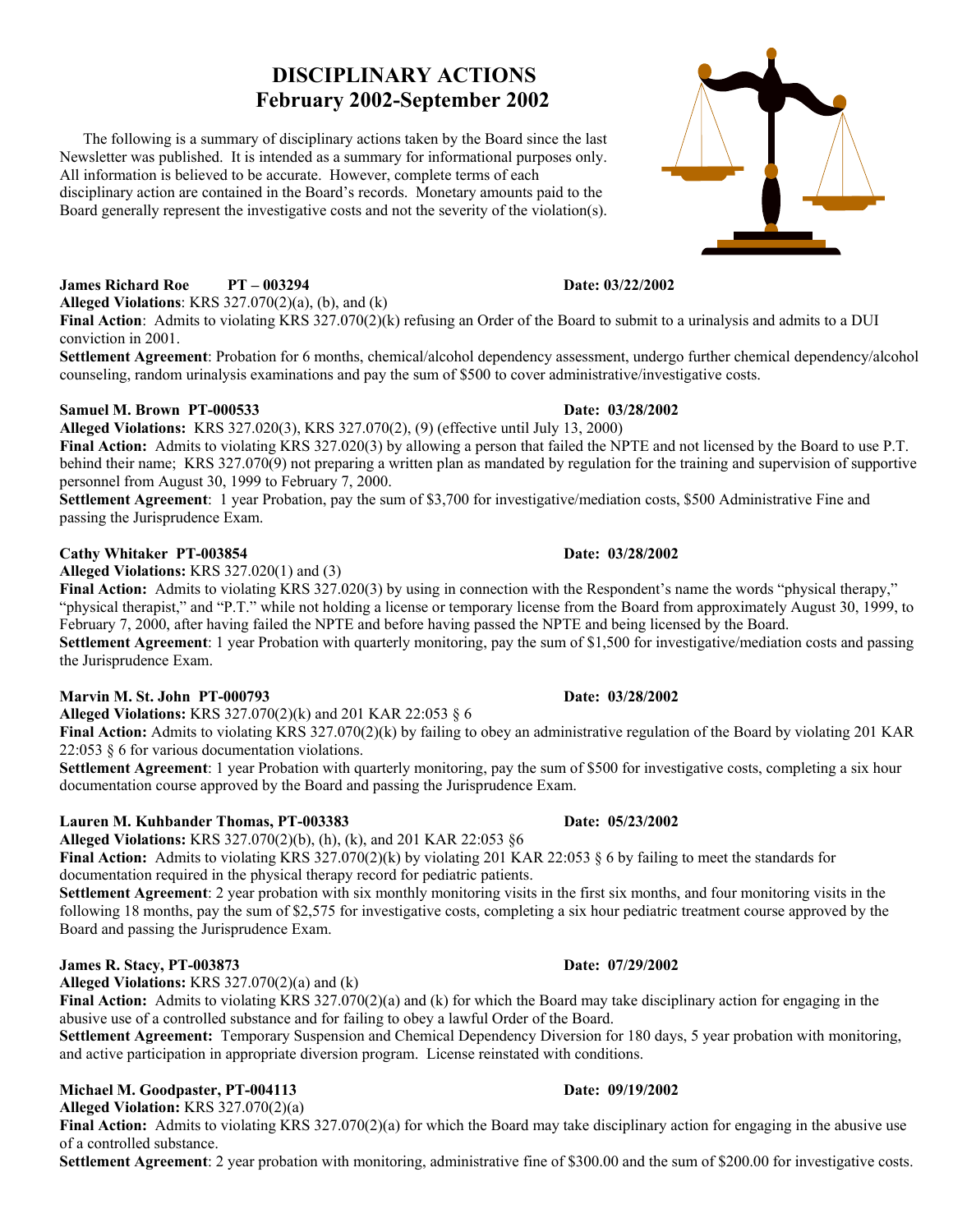# DISCIPLINARY ACTIONS
## February 2002-September 2002

The following is a summary of disciplinary actions taken by the Board since the last Newsletter was published. It is intended as a summary for informational purposes only. All information is believed to be accurate. However, complete terms of each disciplinary action are contained in the Board's records. Monetary amounts paid to the Board generally represent the investigative costs and not the severity of the violation(s).

**James Richard Roe PT – 003294 Date: 03/22/2002**

**Alleged Violations**: KRS 327.070(2)(a), (b), and (k)

**Final Action**: Admits to violating KRS 327.070(2)(k) refusing an Order of the Board to submit to a urinalysis and admits to a DUI conviction in 2001.

**Settlement Agreement**: Probation for 6 months, chemical/alcohol dependency assessment, undergo further chemical dependency/alcohol counseling, random urinalysis examinations and pay the sum of $500 to cover administrative/investigative costs.

**Samuel M. Brown PT-000533 Date: 03/28/2002**

**Alleged Violations:** KRS 327.020(3), KRS 327.070(2), (9) (effective until July 13, 2000)

**Final Action:** Admits to violating KRS 327.020(3) by allowing a person that failed the NPTE and not licensed by the Board to use P.T. behind their name; KRS 327.070(9) not preparing a written plan as mandated by regulation for the training and supervision of supportive personnel from August 30, 1999 to February 7, 2000.

**Settlement Agreement**: 1 year Probation, pay the sum of $3,700 for investigative/mediation costs, $500 Administrative Fine and passing the Jurisprudence Exam.

**Cathy Whitaker PT-003854 Date: 03/28/2002**

**Alleged Violations:** KRS 327.020(1) and (3)

**Final Action:** Admits to violating KRS 327.020(3) by using in connection with the Respondent's name the words "physical therapy," "physical therapist," and "P.T." while not holding a license or temporary license from the Board from approximately August 30, 1999, to February 7, 2000, after having failed the NPTE and before having passed the NPTE and being licensed by the Board.

**Settlement Agreement**: 1 year Probation with quarterly monitoring, pay the sum of $1,500 for investigative/mediation costs and passing the Jurisprudence Exam.

**Marvin M. St. John PT-000793 Date: 03/28/2002**

**Alleged Violations:** KRS 327.070(2)(k) and 201 KAR 22:053 § 6

**Final Action:** Admits to violating KRS 327.070(2)(k) by failing to obey an administrative regulation of the Board by violating 201 KAR 22:053 § 6 for various documentation violations.

**Settlement Agreement**: 1 year Probation with quarterly monitoring, pay the sum of $500 for investigative costs, completing a six hour documentation course approved by the Board and passing the Jurisprudence Exam.

**Lauren M. Kuhbander Thomas, PT-003383 Date: 05/23/2002**

**Alleged Violations:** KRS 327.070(2)(b), (h), (k), and 201 KAR 22:053 §6

**Final Action:** Admits to violating KRS 327.070(2)(k) by violating 201 KAR 22:053 § 6 by failing to meet the standards for documentation required in the physical therapy record for pediatric patients.

**Settlement Agreement**: 2 year probation with six monthly monitoring visits in the first six months, and four monitoring visits in the following 18 months, pay the sum of $2,575 for investigative costs, completing a six hour pediatric treatment course approved by the Board and passing the Jurisprudence Exam.

**James R. Stacy, PT-003873 Date: 07/29/2002**

**Alleged Violations:** KRS 327.070(2)(a) and (k)

**Final Action:** Admits to violating KRS 327.070(2)(a) and (k) for which the Board may take disciplinary action for engaging in the abusive use of a controlled substance and for failing to obey a lawful Order of the Board.

**Settlement Agreement:** Temporary Suspension and Chemical Dependency Diversion for 180 days, 5 year probation with monitoring, and active participation in appropriate diversion program. License reinstated with conditions.

**Michael M. Goodpaster, PT-004113 Date: 09/19/2002**

**Alleged Violation:** KRS 327.070(2)(a)

**Final Action:** Admits to violating KRS 327.070(2)(a) for which the Board may take disciplinary action for engaging in the abusive use of a controlled substance.

**Settlement Agreement**: 2 year probation with monitoring, administrative fine of $300.00 and the sum of $200.00 for investigative costs.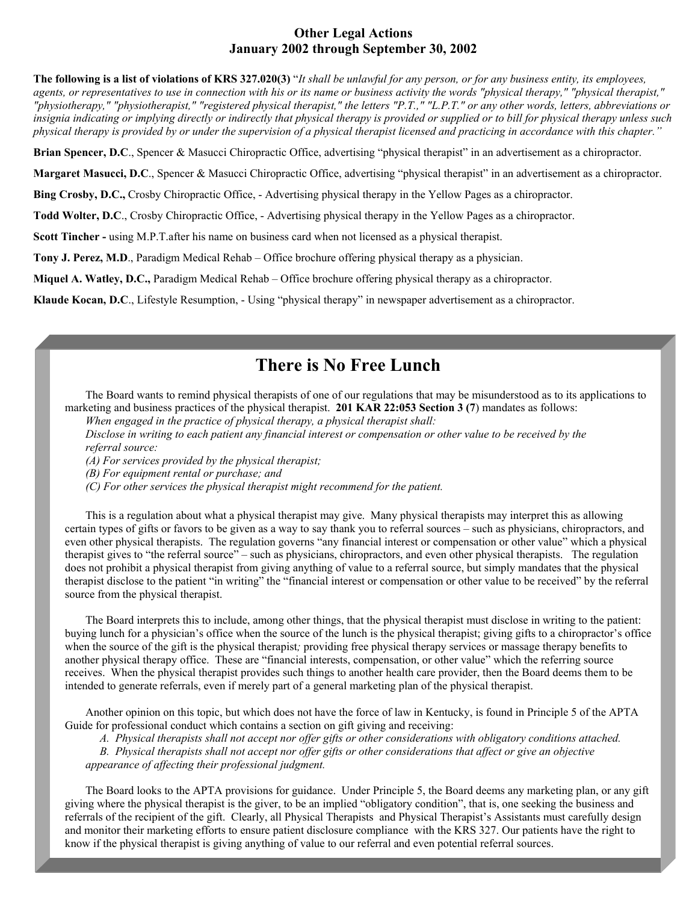## Other Legal Actions
## January 2002 through September 30, 2002

**The following is a list of violations of KRS 327.020(3)** "*It shall be unlawful for any person, or for any business entity, its employees, agents, or representatives to use in connection with his or its name or business activity the words "physical therapy," "physical therapist," "physiotherapy," "physiotherapist," "registered physical therapist," the letters "P.T.," "L.P.T." or any other words, letters, abbreviations or insignia indicating or implying directly or indirectly that physical therapy is provided or supplied or to bill for physical therapy unless such physical therapy is provided by or under the supervision of a physical therapist licensed and practicing in accordance with this chapter.*"

**Brian Spencer, D.C**., Spencer & Masucci Chiropractic Office, advertising "physical therapist" in an advertisement as a chiropractor.

**Margaret Masucci, D.C**., Spencer & Masucci Chiropractic Office, advertising "physical therapist" in an advertisement as a chiropractor.

**Bing Crosby, D.C.,** Crosby Chiropractic Office, - Advertising physical therapy in the Yellow Pages as a chiropractor.

**Todd Wolter, D.C**., Crosby Chiropractic Office, - Advertising physical therapy in the Yellow Pages as a chiropractor.

**Scott Tincher -** using M.P.T.after his name on business card when not licensed as a physical therapist.

**Tony J. Perez, M.D**., Paradigm Medical Rehab – Office brochure offering physical therapy as a physician.

**Miquel A. Watley, D.C.,** Paradigm Medical Rehab – Office brochure offering physical therapy as a chiropractor.

**Klaude Kocan, D.C**., Lifestyle Resumption, - Using "physical therapy" in newspaper advertisement as a chiropractor.

# There is No Free Lunch

The Board wants to remind physical therapists of one of our regulations that may be misunderstood as to its applications to marketing and business practices of the physical therapist. **201 KAR 22:053 Section 3 (7**) mandates as follows:

*When engaged in the practice of physical therapy, a physical therapist shall:*

*Disclose in writing to each patient any financial interest or compensation or other value to be received by the referral source:*

*(A) For services provided by the physical therapist;*

*(B) For equipment rental or purchase; and*

*(C) For other services the physical therapist might recommend for the patient.*

This is a regulation about what a physical therapist may give. Many physical therapists may interpret this as allowing certain types of gifts or favors to be given as a way to say thank you to referral sources – such as physicians, chiropractors, and even other physical therapists. The regulation governs "any financial interest or compensation or other value" which a physical therapist gives to "the referral source" – such as physicians, chiropractors, and even other physical therapists. The regulation does not prohibit a physical therapist from giving anything of value to a referral source, but simply mandates that the physical therapist disclose to the patient "in writing" the "financial interest or compensation or other value to be received" by the referral source from the physical therapist.

The Board interprets this to include, among other things, that the physical therapist must disclose in writing to the patient: buying lunch for a physician's office when the source of the lunch is the physical therapist; giving gifts to a chiropractor's office when the source of the gift is the physical therapist; providing free physical therapy services or massage therapy benefits to another physical therapy office. These are "financial interests, compensation, or other value" which the referring source receives. When the physical therapist provides such things to another health care provider, then the Board deems them to be intended to generate referrals, even if merely part of a general marketing plan of the physical therapist.

Another opinion on this topic, but which does not have the force of law in Kentucky, is found in Principle 5 of the APTA Guide for professional conduct which contains a section on gift giving and receiving:

*A. Physical therapists shall not accept nor offer gifts or other considerations with obligatory conditions attached.*

*B. Physical therapists shall not accept nor offer gifts or other considerations that affect or give an objective appearance of affecting their professional judgment.*

The Board looks to the APTA provisions for guidance. Under Principle 5, the Board deems any marketing plan, or any gift giving where the physical therapist is the giver, to be an implied "obligatory condition", that is, one seeking the business and referrals of the recipient of the gift. Clearly, all Physical Therapists and Physical Therapist's Assistants must carefully design and monitor their marketing efforts to ensure patient disclosure compliance with the KRS 327. Our patients have the right to know if the physical therapist is giving anything of value to our referral and even potential referral sources.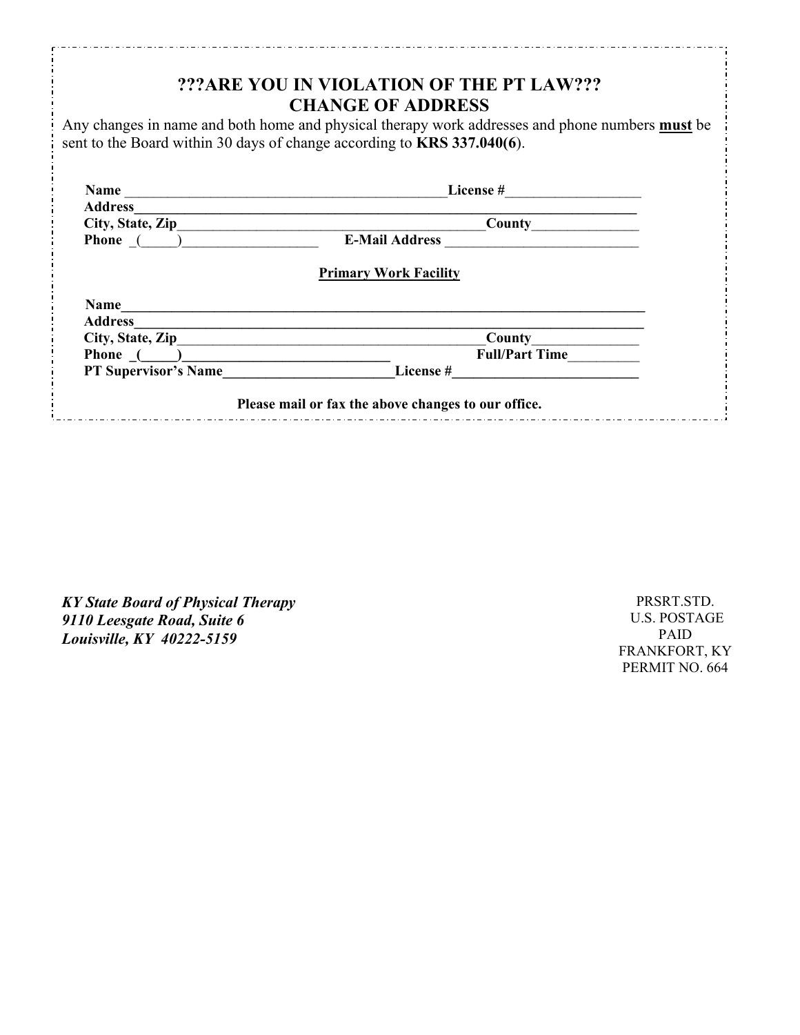## ???ARE YOU IN VIOLATION OF THE PT LAW???
## CHANGE OF ADDRESS

Any changes in name and both home and physical therapy work addresses and phone numbers **must** be sent to the Board within 30 days of change according to **KRS 337.040(6)**.

**Name** ____________________________________________ **License #** __________________

**Address** ______________________________________________________________________

**City, State, Zip** ________________________________________ **County** ______________

**Phone** _(_____)___________________ **E-Mail Address** ___________________________

**Primary Work Facility**

**Name** ________________________________________________________________________

**Address** ______________________________________________________________________

**City, State, Zip** ________________________________________ **County** ______________

**Phone** _(_____)_____________________________ **Full/Part Time** __________

**PT Supervisor's Name** ________________________ **License #** __________________________

**Please mail or fax the above changes to our office.**

***KY State Board of Physical Therapy***
***9110 Leesgate Road, Suite 6***
***Louisville, KY 40222-5159***

PRSRT.STD.
U.S. POSTAGE
PAID
FRANKFORT, KY
PERMIT NO. 664